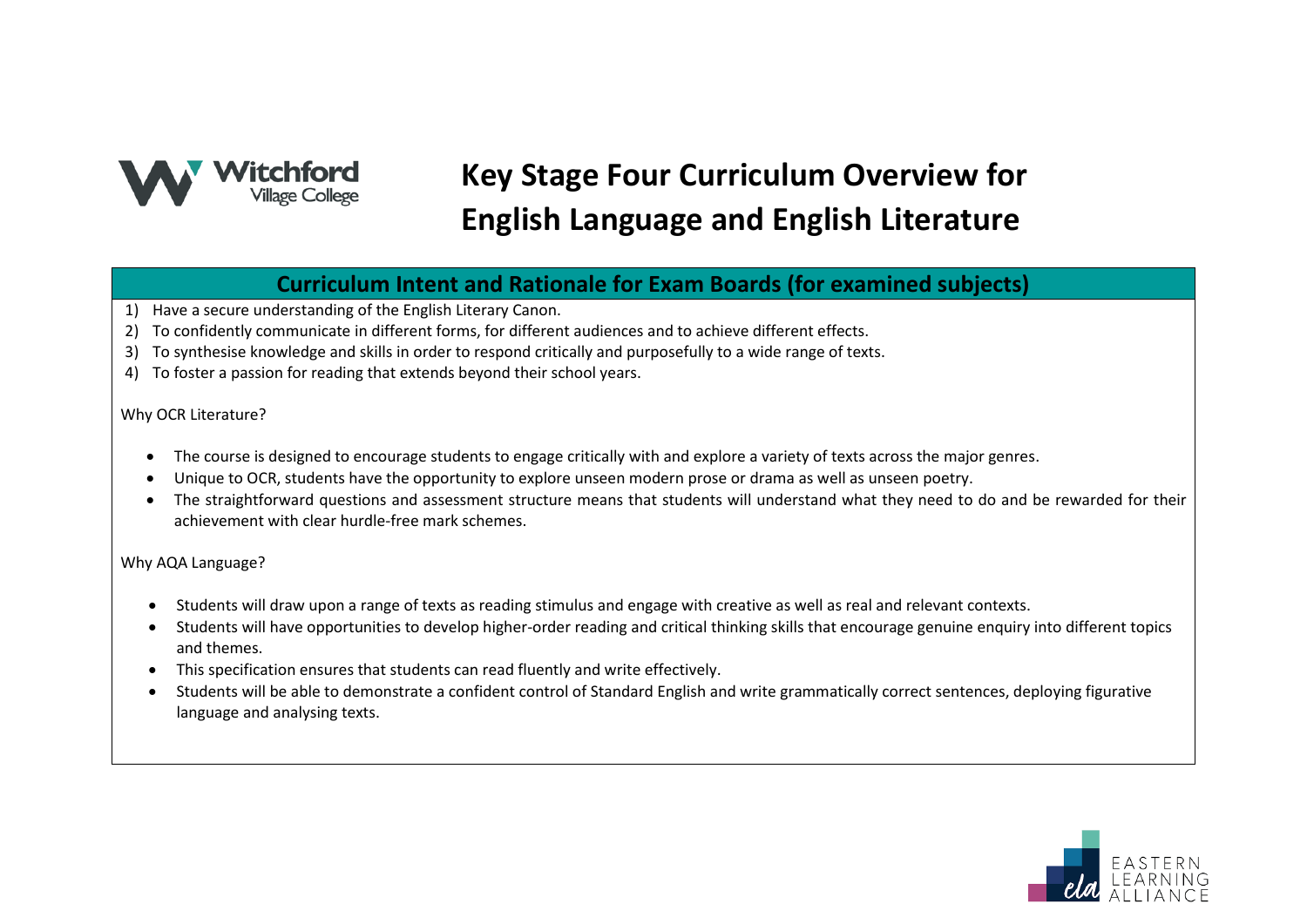# Key Stage Four Curriculum Overview for English Language and English Literature

## Curriculum Intent and Rationale for Exam Boards (for examined subjects)

1) Have a secure understanding of the English Literary Canon.
2) To confidently communicate in different forms, for different audiences and to achieve different effects.
3) To synthesise knowledge and skills in order to respond critically and purposefully to a wide range of texts.
4) To foster a passion for reading that extends beyond their school years.

Why OCR Literature?

- The course is designed to encourage students to engage critically with and explore a variety of texts across the major genres.
- Unique to OCR, students have the opportunity to explore unseen modern prose or drama as well as unseen poetry.
- The straightforward questions and assessment structure means that students will understand what they need to do and be rewarded for their achievement with clear hurdle-free mark schemes.

Why AQA Language?

- Students will draw upon a range of texts as reading stimulus and engage with creative as well as real and relevant contexts.
- Students will have opportunities to develop higher-order reading and critical thinking skills that encourage genuine enquiry into different topics and themes.
- This specification ensures that students can read fluently and write effectively.
- Students will be able to demonstrate a confident control of Standard English and write grammatically correct sentences, deploying figurative language and analysing texts.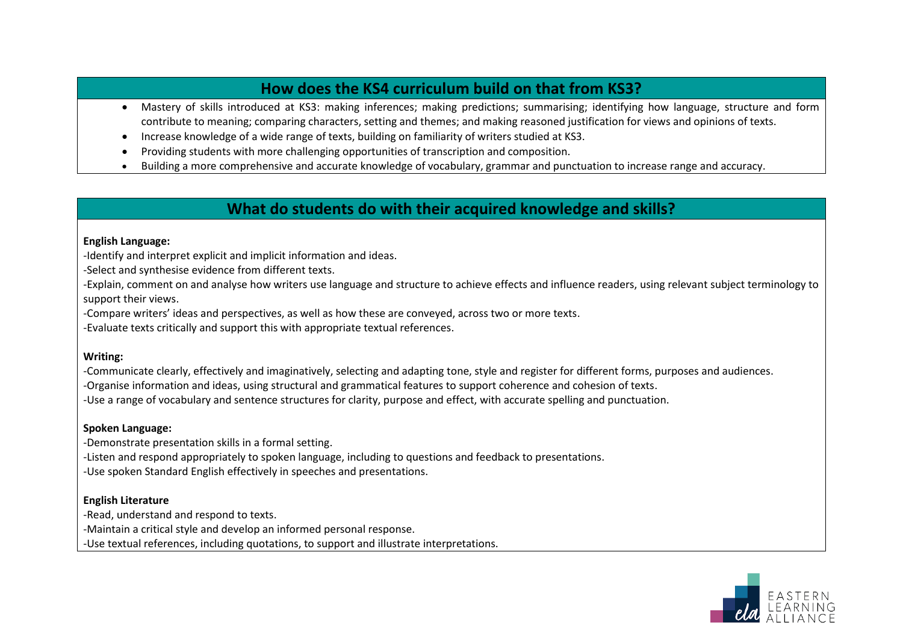## How does the KS4 curriculum build on that from KS3?

- Mastery of skills introduced at KS3: making inferences; making predictions; summarising; identifying how language, structure and form contribute to meaning; comparing characters, setting and themes; and making reasoned justification for views and opinions of texts.
- Increase knowledge of a wide range of texts, building on familiarity of writers studied at KS3.
- Providing students with more challenging opportunities of transcription and composition.
- Building a more comprehensive and accurate knowledge of vocabulary, grammar and punctuation to increase range and accuracy.

## What do students do with their acquired knowledge and skills?

**English Language:**

-Identify and interpret explicit and implicit information and ideas.

-Select and synthesise evidence from different texts.

-Explain, comment on and analyse how writers use language and structure to achieve effects and influence readers, using relevant subject terminology to support their views.

-Compare writers' ideas and perspectives, as well as how these are conveyed, across two or more texts.

-Evaluate texts critically and support this with appropriate textual references.

**Writing:**

-Communicate clearly, effectively and imaginatively, selecting and adapting tone, style and register for different forms, purposes and audiences.

-Organise information and ideas, using structural and grammatical features to support coherence and cohesion of texts.

-Use a range of vocabulary and sentence structures for clarity, purpose and effect, with accurate spelling and punctuation.

**Spoken Language:**

-Demonstrate presentation skills in a formal setting.

-Listen and respond appropriately to spoken language, including to questions and feedback to presentations.

-Use spoken Standard English effectively in speeches and presentations.

**English Literature**

-Read, understand and respond to texts.

-Maintain a critical style and develop an informed personal response.

-Use textual references, including quotations, to support and illustrate interpretations.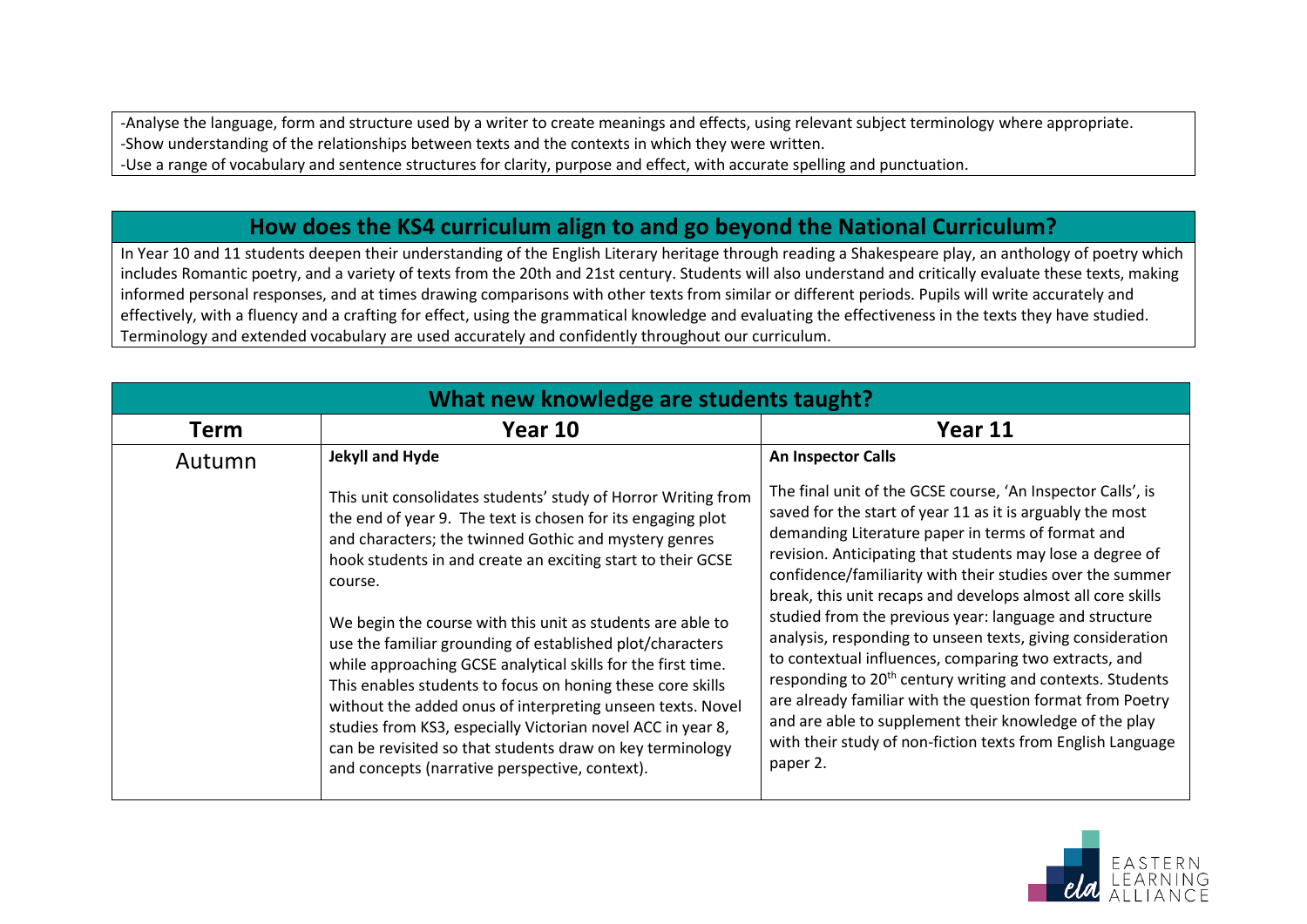-Analyse the language, form and structure used by a writer to create meanings and effects, using relevant subject terminology where appropriate.
-Show understanding of the relationships between texts and the contexts in which they were written.
-Use a range of vocabulary and sentence structures for clarity, purpose and effect, with accurate spelling and punctuation.

## How does the KS4 curriculum align to and go beyond the National Curriculum?

In Year 10 and 11 students deepen their understanding of the English Literary heritage through reading a Shakespeare play, an anthology of poetry which includes Romantic poetry, and a variety of texts from the 20th and 21st century. Students will also understand and critically evaluate these texts, making informed personal responses, and at times drawing comparisons with other texts from similar or different periods. Pupils will write accurately and effectively, with a fluency and a crafting for effect, using the grammatical knowledge and evaluating the effectiveness in the texts they have studied. Terminology and extended vocabulary are used accurately and confidently throughout our curriculum.

## What new knowledge are students taught?

| Term | Year 10 | Year 11 |
| --- | --- | --- |
| Autumn | **Jekyll and Hyde**<br><br>This unit consolidates students' study of Horror Writing from the end of year 9. The text is chosen for its engaging plot and characters; the twinned Gothic and mystery genres hook students in and create an exciting start to their GCSE course.<br><br>We begin the course with this unit as students are able to use the familiar grounding of established plot/characters while approaching GCSE analytical skills for the first time. This enables students to focus on honing these core skills without the added onus of interpreting unseen texts. Novel studies from KS3, especially Victorian novel ACC in year 8, can be revisited so that students draw on key terminology and concepts (narrative perspective, context). | **An Inspector Calls**<br><br>The final unit of the GCSE course, 'An Inspector Calls', is saved for the start of year 11 as it is arguably the most demanding Literature paper in terms of format and revision. Anticipating that students may lose a degree of confidence/familiarity with their studies over the summer break, this unit recaps and develops almost all core skills studied from the previous year: language and structure analysis, responding to unseen texts, giving consideration to contextual influences, comparing two extracts, and responding to 20th century writing and contexts. Students are already familiar with the question format from Poetry and are able to supplement their knowledge of the play with their study of non-fiction texts from English Language paper 2. |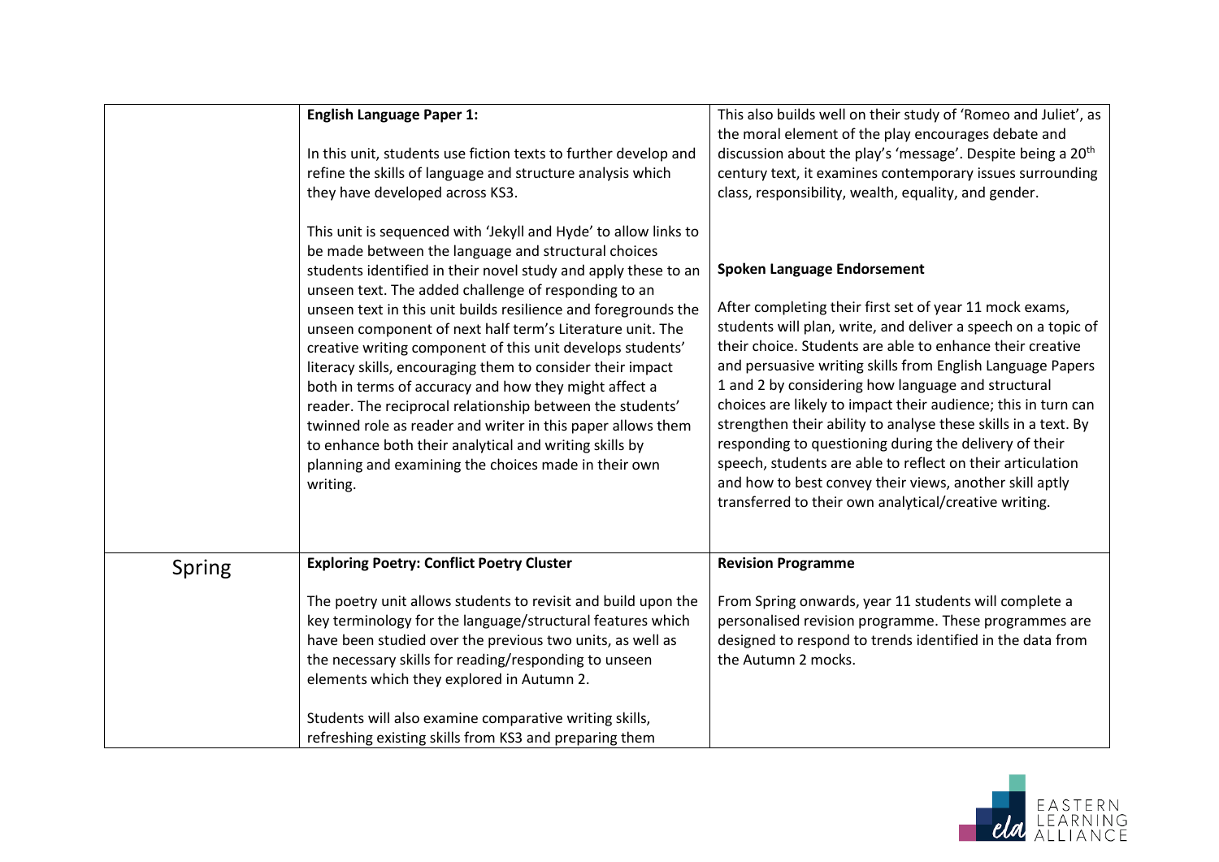| | | |
|---|---|---|
| | **English Language Paper 1:**<br><br>In this unit, students use fiction texts to further develop and refine the skills of language and structure analysis which they have developed across KS3.<br><br>This unit is sequenced with 'Jekyll and Hyde' to allow links to be made between the language and structural choices students identified in their novel study and apply these to an unseen text. The added challenge of responding to an unseen text in this unit builds resilience and foregrounds the unseen component of next half term's Literature unit. The creative writing component of this unit develops students' literacy skills, encouraging them to consider their impact both in terms of accuracy and how they might affect a reader. The reciprocal relationship between the students' twinned role as reader and writer in this paper allows them to enhance both their analytical and writing skills by planning and examining the choices made in their own writing. | This also builds well on their study of 'Romeo and Juliet', as the moral element of the play encourages debate and discussion about the play's 'message'. Despite being a 20th century text, it examines contemporary issues surrounding class, responsibility, wealth, equality, and gender.<br><br>**Spoken Language Endorsement**<br><br>After completing their first set of year 11 mock exams, students will plan, write, and deliver a speech on a topic of their choice. Students are able to enhance their creative and persuasive writing skills from English Language Papers 1 and 2 by considering how language and structural choices are likely to impact their audience; this in turn can strengthen their ability to analyse these skills in a text. By responding to questioning during the delivery of their speech, students are able to reflect on their articulation and how to best convey their views, another skill aptly transferred to their own analytical/creative writing. |
| Spring | **Exploring Poetry: Conflict Poetry Cluster**<br><br>The poetry unit allows students to revisit and build upon the key terminology for the language/structural features which have been studied over the previous two units, as well as the necessary skills for reading/responding to unseen elements which they explored in Autumn 2.<br><br>Students will also examine comparative writing skills, refreshing existing skills from KS3 and preparing them | **Revision Programme**<br><br>From Spring onwards, year 11 students will complete a personalised revision programme. These programmes are designed to respond to trends identified in the data from the Autumn 2 mocks. |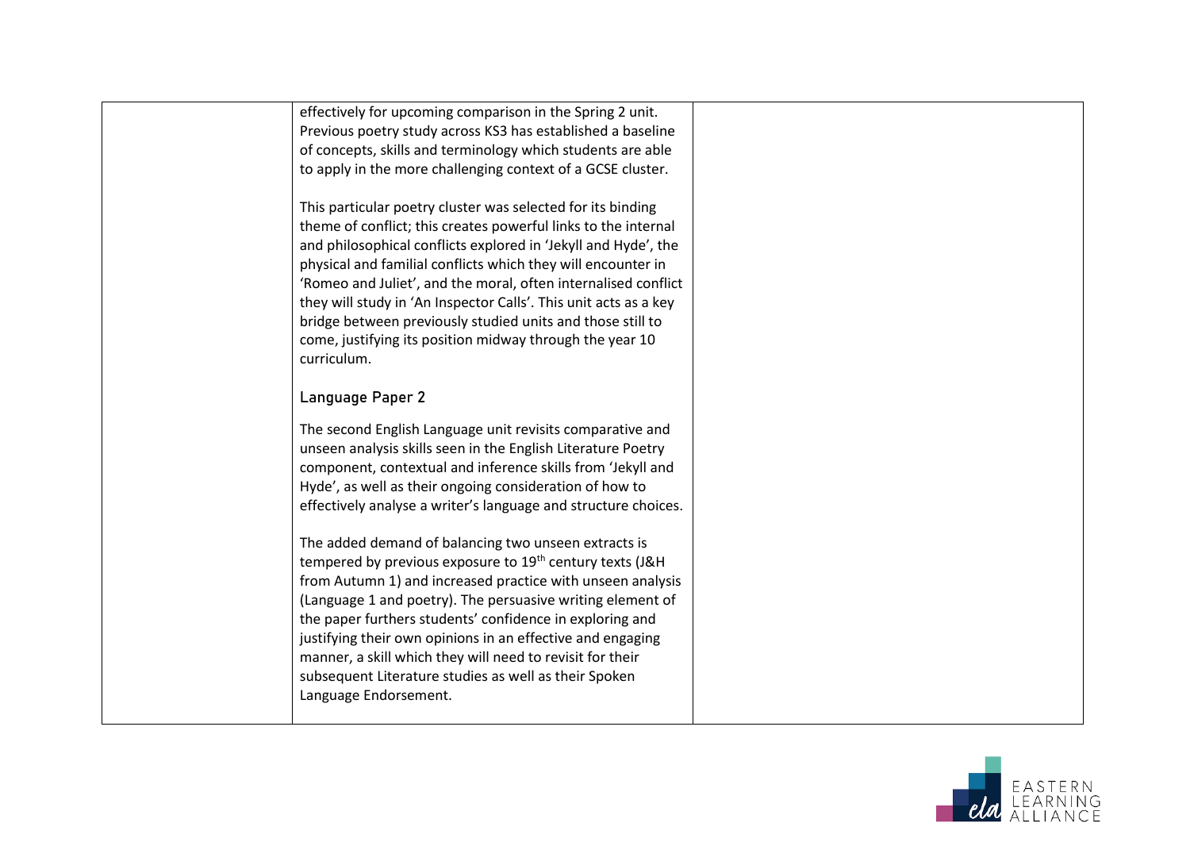| | | |
|---|---|---|
| | effectively for upcoming comparison in the Spring 2 unit. Previous poetry study across KS3 has established a baseline of concepts, skills and terminology which students are able to apply in the more challenging context of a GCSE cluster.<br><br>This particular poetry cluster was selected for its binding theme of conflict; this creates powerful links to the internal and philosophical conflicts explored in 'Jekyll and Hyde', the physical and familial conflicts which they will encounter in 'Romeo and Juliet', and the moral, often internalised conflict they will study in 'An Inspector Calls'. This unit acts as a key bridge between previously studied units and those still to come, justifying its position midway through the year 10 curriculum.<br><br>**Language Paper 2**<br><br>The second English Language unit revisits comparative and unseen analysis skills seen in the English Literature Poetry component, contextual and inference skills from 'Jekyll and Hyde', as well as their ongoing consideration of how to effectively analyse a writer's language and structure choices.<br><br>The added demand of balancing two unseen extracts is tempered by previous exposure to 19th century texts (J&H from Autumn 1) and increased practice with unseen analysis (Language 1 and poetry). The persuasive writing element of the paper furthers students' confidence in exploring and justifying their own opinions in an effective and engaging manner, a skill which they will need to revisit for their subsequent Literature studies as well as their Spoken Language Endorsement. | |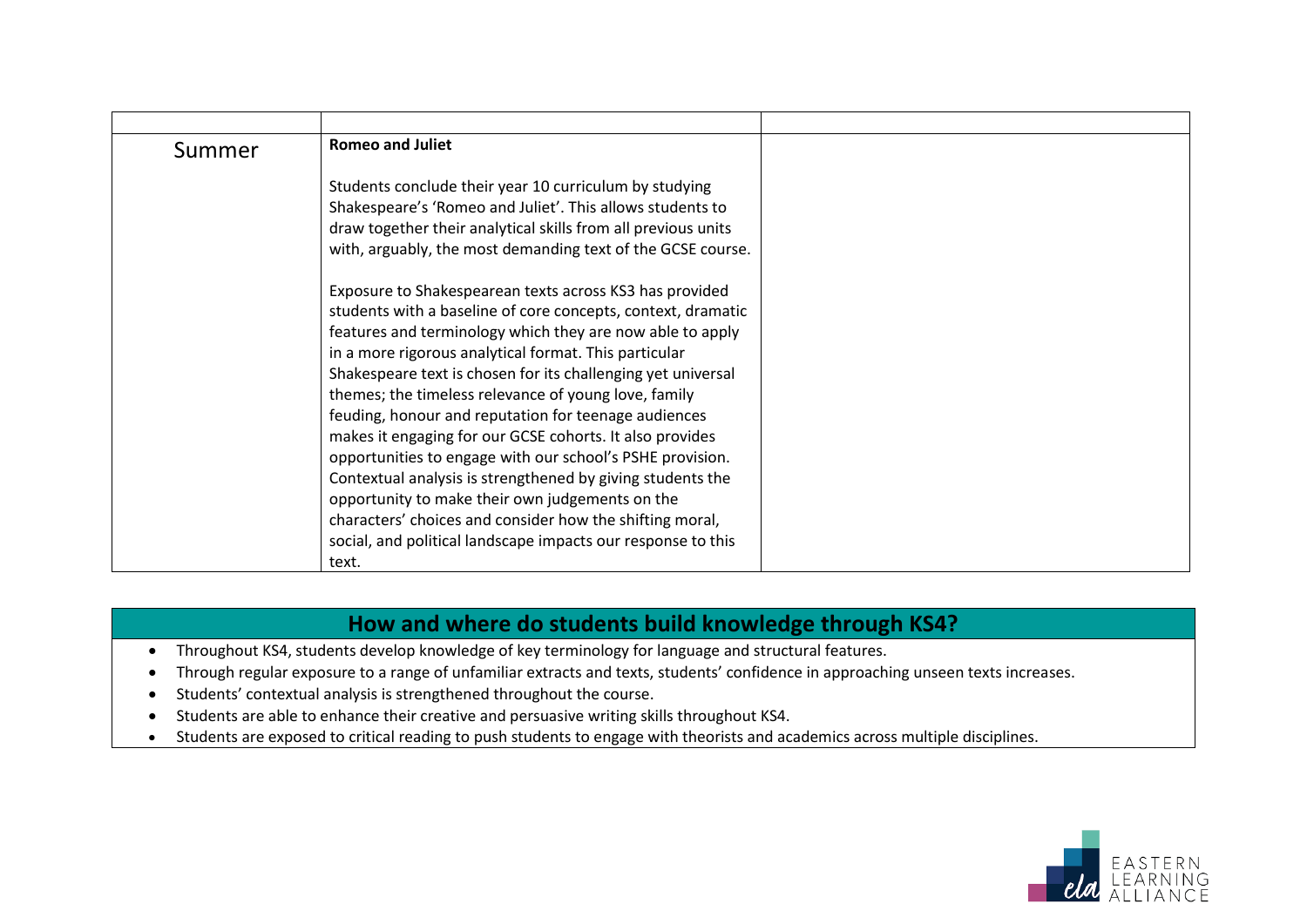| | | |
|---|---|---|
| Summer | **Romeo and Juliet**<br><br>Students conclude their year 10 curriculum by studying Shakespeare's 'Romeo and Juliet'. This allows students to draw together their analytical skills from all previous units with, arguably, the most demanding text of the GCSE course.<br><br>Exposure to Shakespearean texts across KS3 has provided students with a baseline of core concepts, context, dramatic features and terminology which they are now able to apply in a more rigorous analytical format. This particular Shakespeare text is chosen for its challenging yet universal themes; the timeless relevance of young love, family feuding, honour and reputation for teenage audiences makes it engaging for our GCSE cohorts. It also provides opportunities to engage with our school's PSHE provision. Contextual analysis is strengthened by giving students the opportunity to make their own judgements on the characters' choices and consider how the shifting moral, social, and political landscape impacts our response to this text. | |

## How and where do students build knowledge through KS4?

- Throughout KS4, students develop knowledge of key terminology for language and structural features.
- Through regular exposure to a range of unfamiliar extracts and texts, students' confidence in approaching unseen texts increases.
- Students' contextual analysis is strengthened throughout the course.
- Students are able to enhance their creative and persuasive writing skills throughout KS4.
- Students are exposed to critical reading to push students to engage with theorists and academics across multiple disciplines.